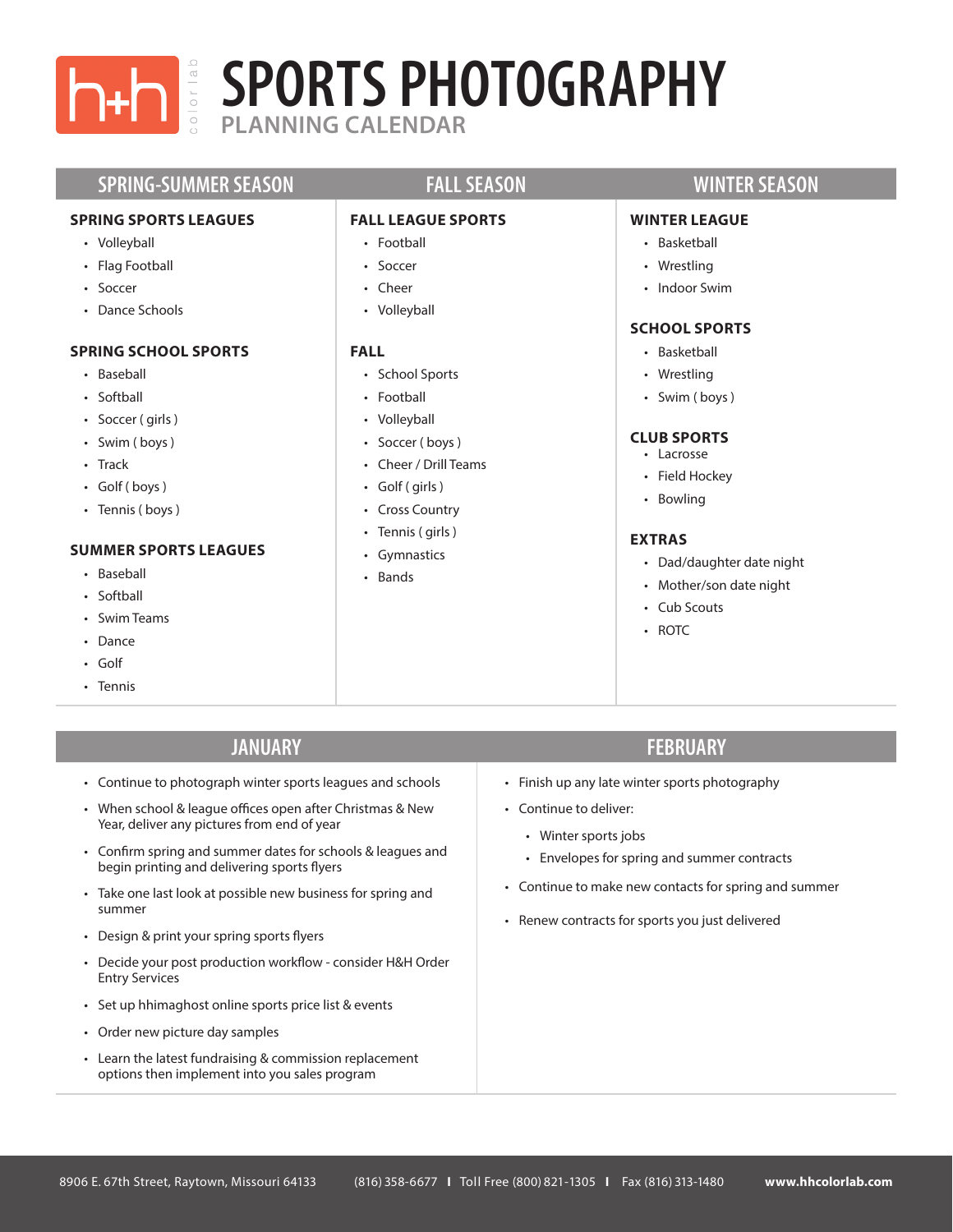# SPORTS PHOTOGRAPHY

## PLANNING CALENDAR

## SPRING-SUMMER SEASON

### SPRING SPORTS LEAGUES

- Volleyball
- Flag Football
- Soccer
- Dance Schools

### SPRING SCHOOL SPORTS

- Baseball
- Softball
- Soccer ( girls )
- Swim ( boys )
- Track
- Golf ( boys )
- Tennis ( boys )

### SUMMER SPORTS LEAGUES

- Baseball
- Softball
- Swim Teams
- Dance
- Golf
- Tennis

## FALL SEASON

### FALL LEAGUE SPORTS

- Football
- Soccer
- Cheer
- Volleyball

### FALL

- School Sports
- Football
- Volleyball
- Soccer ( boys )
- Cheer / Drill Teams
- Golf ( girls )
- Cross Country
- Tennis ( girls )
- Gymnastics
- Bands

## WINTER SEASON

### WINTER LEAGUE

- Basketball
- Wrestling
- Indoor Swim

### SCHOOL SPORTS

- Basketball
- Wrestling
- Swim ( boys )

### CLUB SPORTS

- Lacrosse
- Field Hockey
- Bowling

### EXTRAS

- Dad/daughter date night
- Mother/son date night
- Cub Scouts
- ROTC

## JANUARY

- Continue to photograph winter sports leagues and schools
- When school & league offices open after Christmas & New Year, deliver any pictures from end of year
- Confirm spring and summer dates for schools & leagues and begin printing and delivering sports flyers
- Take one last look at possible new business for spring and summer
- Design & print your spring sports flyers
- Decide your post production workflow - consider H&H Order Entry Services
- Set up hhimaghost online sports price list & events
- Order new picture day samples
- Learn the latest fundraising & commission replacement options then implement into you sales program

## FEBRUARY

- Finish up any late winter sports photography
- Continue to deliver:
  - Winter sports jobs
  - Envelopes for spring and summer contracts
- Continue to make new contacts for spring and summer
- Renew contracts for sports you just delivered

8906 E. 67th Street, Raytown, Missouri 64133 | (816) 358-6677 | Toll Free (800) 821-1305 | Fax (816) 313-1480 | **www.hhcolorlab.com**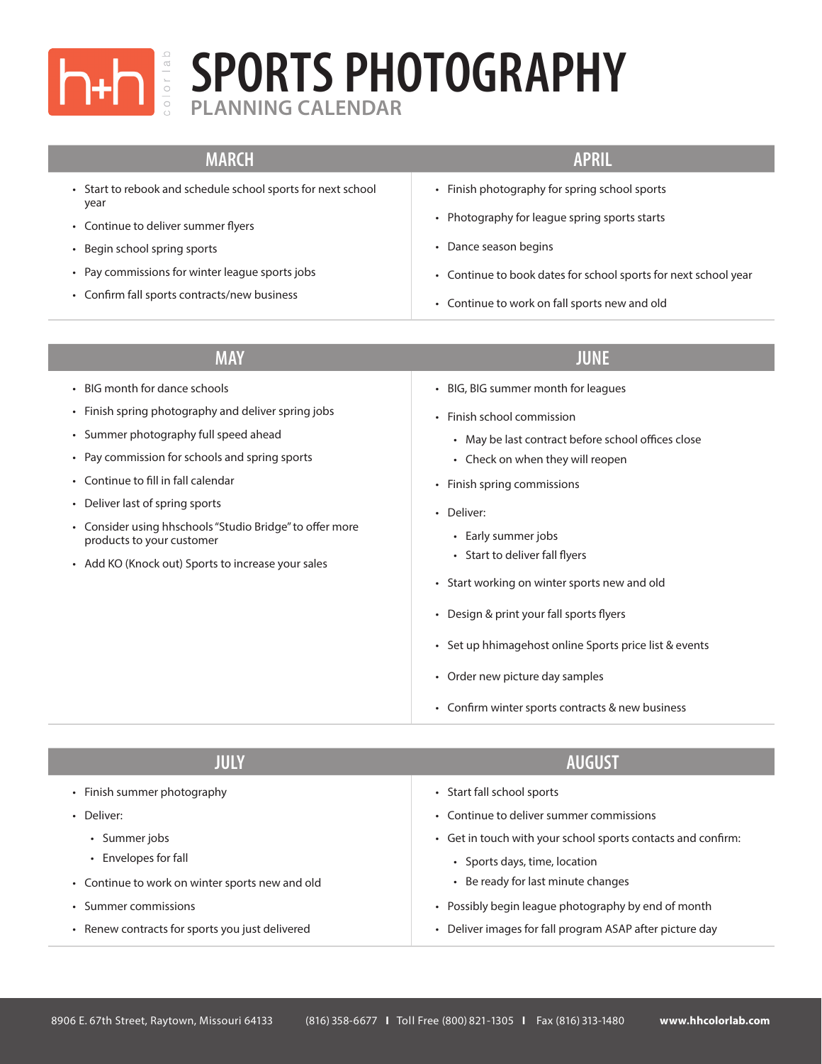# SPORTS PHOTOGRAPHY

## PLANNING CALENDAR

### MARCH

- Start to rebook and schedule school sports for next school year
- Continue to deliver summer flyers
- Begin school spring sports
- Pay commissions for winter league sports jobs
- Confirm fall sports contracts/new business

### APRIL

- Finish photography for spring school sports
- Photography for league spring sports starts
- Dance season begins
- Continue to book dates for school sports for next school year
- Continue to work on fall sports new and old

### MAY

- BIG month for dance schools
- Finish spring photography and deliver spring jobs
- Summer photography full speed ahead
- Pay commission for schools and spring sports
- Continue to fill in fall calendar
- Deliver last of spring sports
- Consider using hhschools "Studio Bridge" to offer more products to your customer
- Add KO (Knock out) Sports to increase your sales

### JUNE

- BIG, BIG summer month for leagues
- Finish school commission
  - May be last contract before school offices close
  - Check on when they will reopen
- Finish spring commissions
- Deliver:
  - Early summer jobs
  - Start to deliver fall flyers
- Start working on winter sports new and old
- Design & print your fall sports flyers
- Set up hhimagehost online Sports price list & events
- Order new picture day samples
- Confirm winter sports contracts & new business

### JULY

- Finish summer photography
- Deliver:
  - Summer jobs
  - Envelopes for fall
- Continue to work on winter sports new and old
- Summer commissions
- Renew contracts for sports you just delivered

### AUGUST

- Start fall school sports
- Continue to deliver summer commissions
- Get in touch with your school sports contacts and confirm:
  - Sports days, time, location
  - Be ready for last minute changes
- Possibly begin league photography by end of month
- Deliver images for fall program ASAP after picture day

8906 E. 67th Street, Raytown, Missouri 64133 (816) 358-6677 | Toll Free (800) 821-1305 | Fax (816) 313-1480 **www.hhcolorlab.com**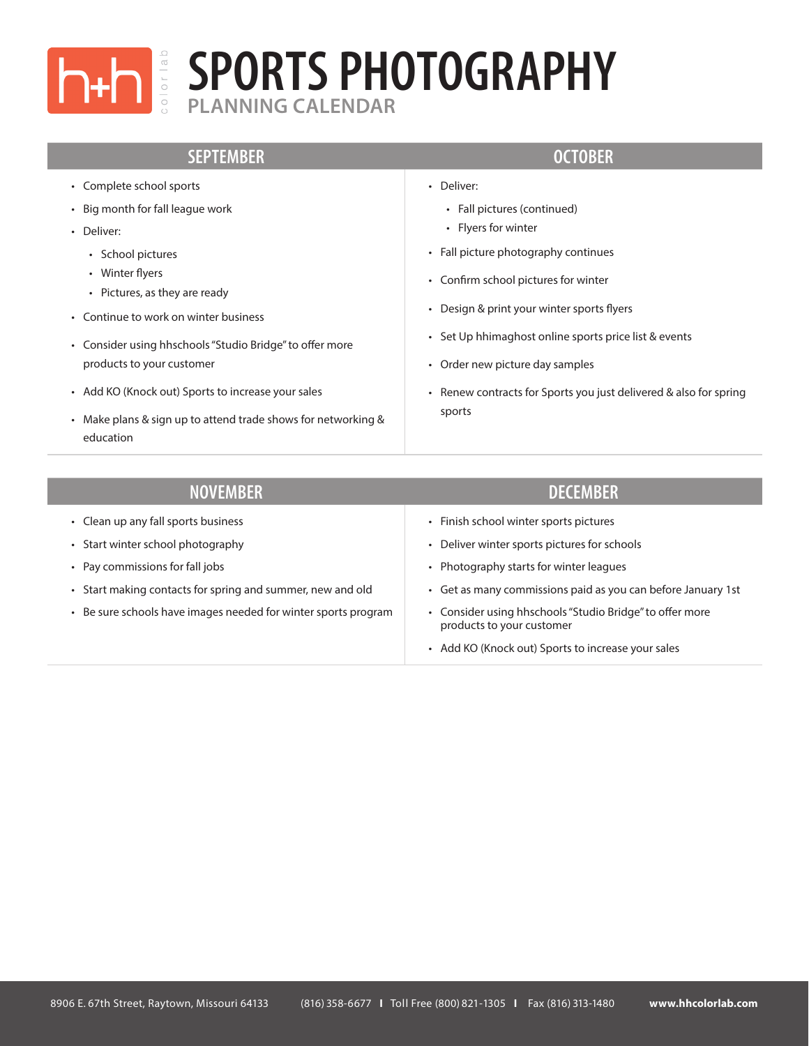# SPORTS PHOTOGRAPHY

## PLANNING CALENDAR

### SEPTEMBER

- Complete school sports
- Big month for fall league work
- Deliver:
  - School pictures
  - Winter flyers
  - Pictures, as they are ready
- Continue to work on winter business
- Consider using hhschools "Studio Bridge" to offer more products to your customer
- Add KO (Knock out) Sports to increase your sales
- Make plans & sign up to attend trade shows for networking & education

### OCTOBER

- Deliver:
  - Fall pictures (continued)
  - Flyers for winter
- Fall picture photography continues
- Confirm school pictures for winter
- Design & print your winter sports flyers
- Set Up hhimaghost online sports price list & events
- Order new picture day samples
- Renew contracts for Sports you just delivered & also for spring sports

### NOVEMBER

- Clean up any fall sports business
- Start winter school photography
- Pay commissions for fall jobs
- Start making contacts for spring and summer, new and old
- Be sure schools have images needed for winter sports program

### DECEMBER

- Finish school winter sports pictures
- Deliver winter sports pictures for schools
- Photography starts for winter leagues
- Get as many commissions paid as you can before January 1st
- Consider using hhschools "Studio Bridge" to offer more products to your customer
- Add KO (Knock out) Sports to increase your sales

8906 E. 67th Street, Raytown, Missouri 64133 | (816) 358-6677 | Toll Free (800) 821-1305 | Fax (816) 313-1480 | **www.hhcolorlab.com**